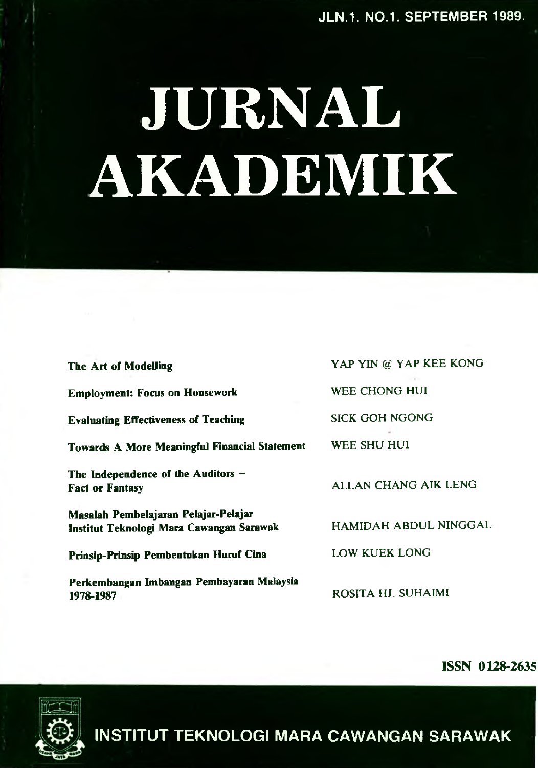JLN.1. NO.1. SEPTEMBER 1989.

# JURNAL AKADEMIK

| | |
|---|---|
| **The Art of Modelling** | YAP YIN @ YAP KEE KONG |
| **Employment: Focus on Housework** | WEE CHONG HUI |
| **Evaluating Effectiveness of Teaching** | SICK GOH NGONG |
| **Towards A More Meaningful Financial Statement** | WEE SHU HUI |
| **The Independence of the Auditors – Fact or Fantasy** | ALLAN CHANG AIK LENG |
| **Masalah Pembelajaran Pelajar-Pelajar Institut Teknologi Mara Cawangan Sarawak** | HAMIDAH ABDUL NINGGAL |
| **Prinsip-Prinsip Pembentukan Huruf Cina** | LOW KUEK LONG |
| **Perkembangan Imbangan Pembayaran Malaysia 1978-1987** | ROSITA HJ. SUHAIMI |

**ISSN 0128-2635**

INSTITUT TEKNOLOGI MARA CAWANGAN SARAWAK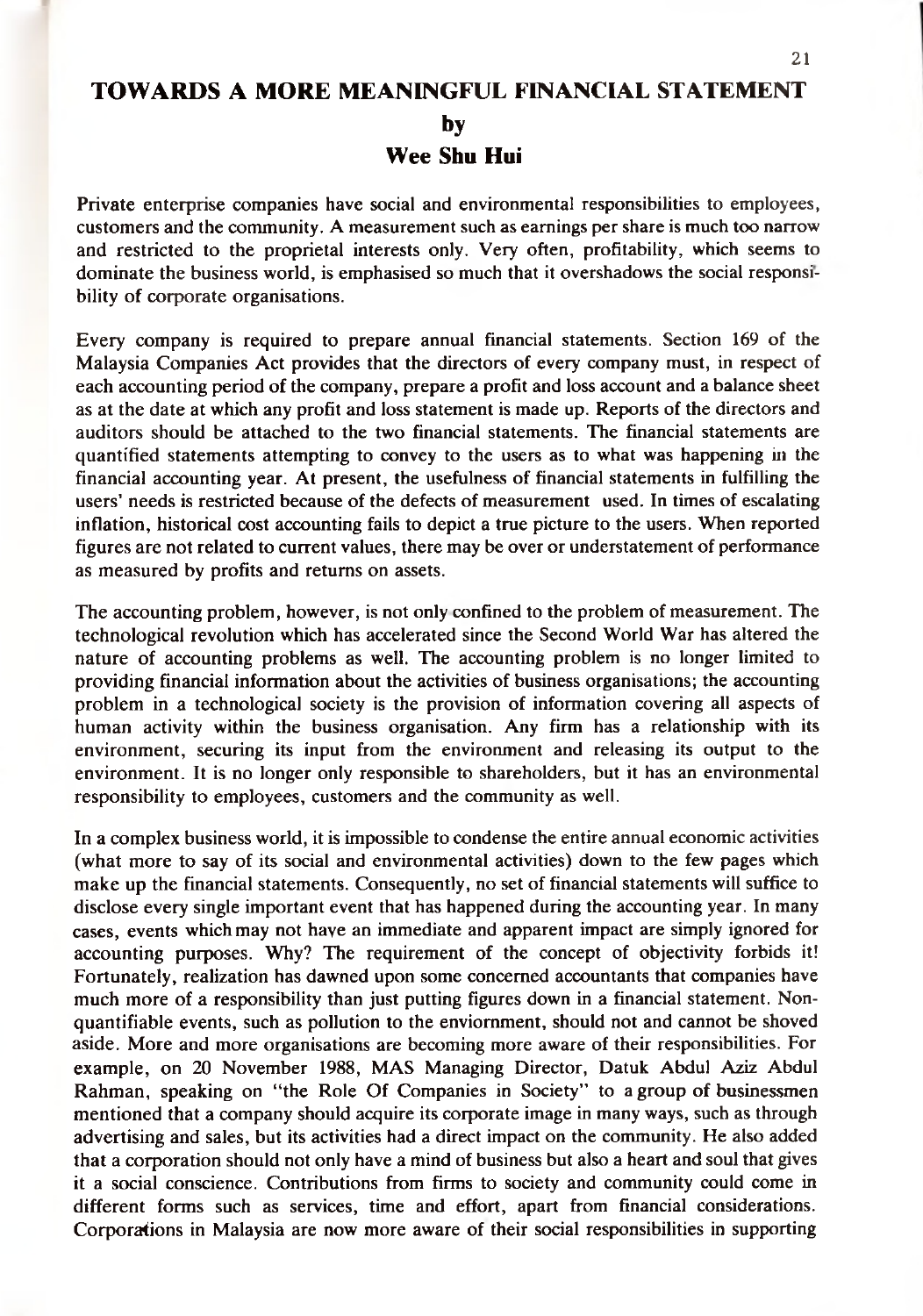# TOWARDS A MORE MEANINGFUL FINANCIAL STATEMENT

**by**

**Wee Shu Hui**

Private enterprise companies have social and environmental responsibilities to employees, customers and the community. A measurement such as earnings per share is much too narrow and restricted to the proprietal interests only. Very often, profitability, which seems to dominate the business world, is emphasised so much that it overshadows the social responsibility of corporate organisations.

Every company is required to prepare annual financial statements. Section 169 of the Malaysia Companies Act provides that the directors of every company must, in respect of each accounting period of the company, prepare a profit and loss account and a balance sheet as at the date at which any profit and loss statement is made up. Reports of the directors and auditors should be attached to the two financial statements. The financial statements are quantified statements attempting to convey to the users as to what was happening in the financial accounting year. At present, the usefulness of financial statements in fulfilling the users' needs is restricted because of the defects of measurement used. In times of escalating inflation, historical cost accounting fails to depict a true picture to the users. When reported figures are not related to current values, there may be over or understatement of performance as measured by profits and returns on assets.

The accounting problem, however, is not only confined to the problem of measurement. The technological revolution which has accelerated since the Second World War has altered the nature of accounting problems as well. The accounting problem is no longer limited to providing financial information about the activities of business organisations; the accounting problem in a technological society is the provision of information covering all aspects of human activity within the business organisation. Any firm has a relationship with its environment, securing its input from the environment and releasing its output to the environment. It is no longer only responsible to shareholders, but it has an environmental responsibility to employees, customers and the community as well.

In a complex business world, it is impossible to condense the entire annual economic activities (what more to say of its social and environmental activities) down to the few pages which make up the financial statements. Consequently, no set of financial statements will suffice to disclose every single important event that has happened during the accounting year. In many cases, events which may not have an immediate and apparent impact are simply ignored for accounting purposes. Why? The requirement of the concept of objectivity forbids it! Fortunately, realization has dawned upon some concerned accountants that companies have much more of a responsibility than just putting figures down in a financial statement. Non-quantifiable events, such as pollution to the enviornment, should not and cannot be shoved aside. More and more organisations are becoming more aware of their responsibilities. For example, on 20 November 1988, MAS Managing Director, Datuk Abdul Aziz Abdul Rahman, speaking on "the Role Of Companies in Society" to a group of businessmen mentioned that a company should acquire its corporate image in many ways, such as through advertising and sales, but its activities had a direct impact on the community. He also added that a corporation should not only have a mind of business but also a heart and soul that gives it a social conscience. Contributions from firms to society and community could come in different forms such as services, time and effort, apart from financial considerations. Corporations in Malaysia are now more aware of their social responsibilities in supporting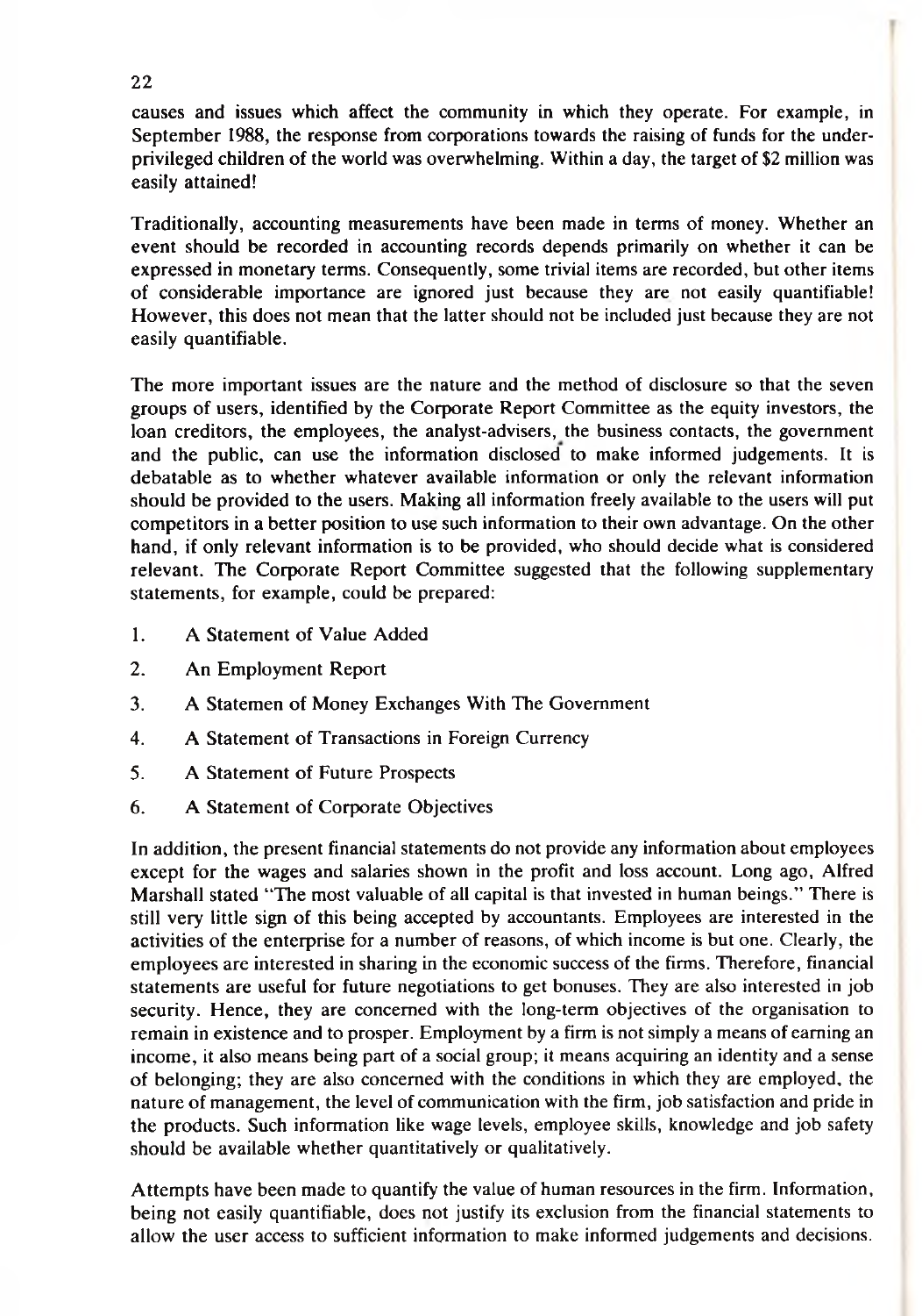causes and issues which affect the community in which they operate. For example, in September 1988, the response from corporations towards the raising of funds for the underprivileged children of the world was overwhelming. Within a day, the target of $2 million was easily attained!

Traditionally, accounting measurements have been made in terms of money. Whether an event should be recorded in accounting records depends primarily on whether it can be expressed in monetary terms. Consequently, some trivial items are recorded, but other items of considerable importance are ignored just because they are not easily quantifiable! However, this does not mean that the latter should not be included just because they are not easily quantifiable.

The more important issues are the nature and the method of disclosure so that the seven groups of users, identified by the Corporate Report Committee as the equity investors, the loan creditors, the employees, the analyst-advisers, the business contacts, the government and the public, can use the information disclosed to make informed judgements. It is debatable as to whether whatever available information or only the relevant information should be provided to the users. Making all information freely available to the users will put competitors in a better position to use such information to their own advantage. On the other hand, if only relevant information is to be provided, who should decide what is considered relevant. The Corporate Report Committee suggested that the following supplementary statements, for example, could be prepared:

1. A Statement of Value Added
2. An Employment Report
3. A Statemen of Money Exchanges With The Government
4. A Statement of Transactions in Foreign Currency
5. A Statement of Future Prospects
6. A Statement of Corporate Objectives

In addition, the present financial statements do not provide any information about employees except for the wages and salaries shown in the profit and loss account. Long ago, Alfred Marshall stated "The most valuable of all capital is that invested in human beings." There is still very little sign of this being accepted by accountants. Employees are interested in the activities of the enterprise for a number of reasons, of which income is but one. Clearly, the employees are interested in sharing in the economic success of the firms. Therefore, financial statements are useful for future negotiations to get bonuses. They are also interested in job security. Hence, they are concerned with the long-term objectives of the organisation to remain in existence and to prosper. Employment by a firm is not simply a means of earning an income, it also means being part of a social group; it means acquiring an identity and a sense of belonging; they are also concerned with the conditions in which they are employed, the nature of management, the level of communication with the firm, job satisfaction and pride in the products. Such information like wage levels, employee skills, knowledge and job safety should be available whether quantitatively or qualitatively.

Attempts have been made to quantify the value of human resources in the firm. Information, being not easily quantifiable, does not justify its exclusion from the financial statements to allow the user access to sufficient information to make informed judgements and decisions.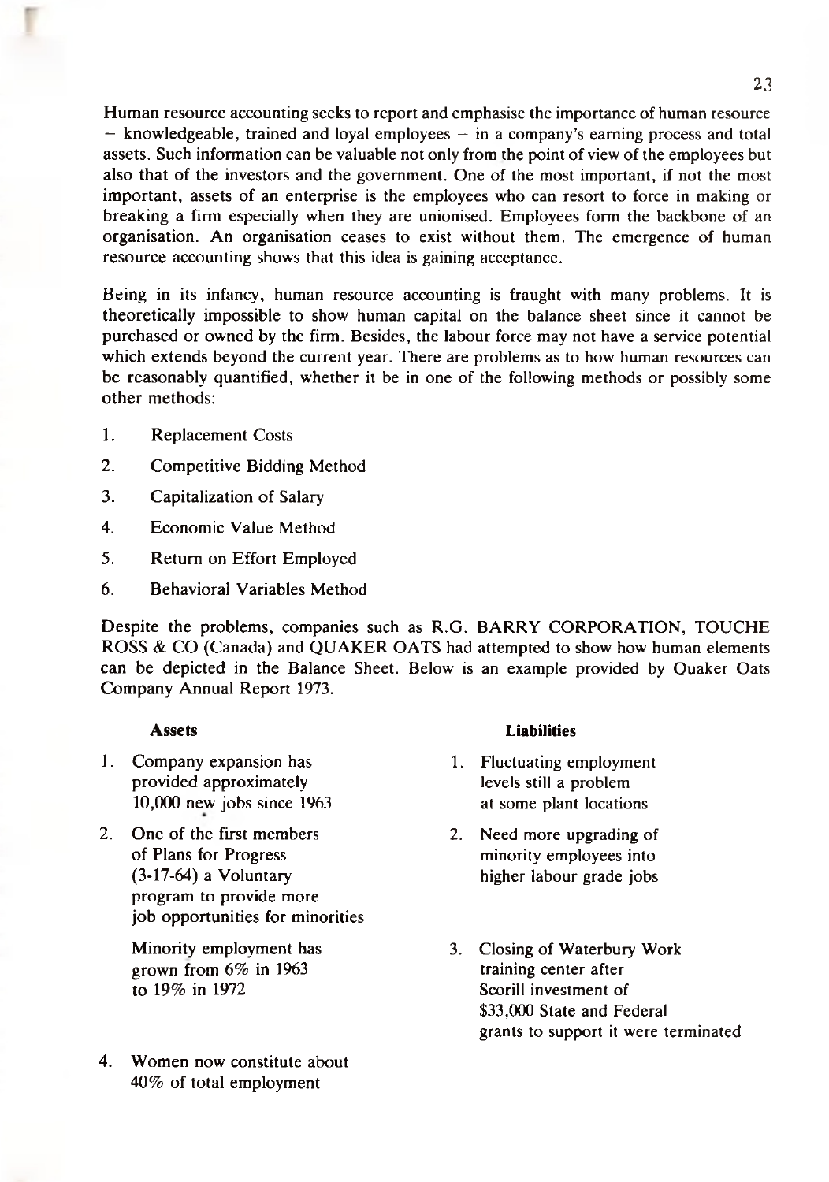Human resource accounting seeks to report and emphasise the importance of human resource – knowledgeable, trained and loyal employees – in a company's earning process and total assets. Such information can be valuable not only from the point of view of the employees but also that of the investors and the government. One of the most important, if not the most important, assets of an enterprise is the employees who can resort to force in making or breaking a firm especially when they are unionised. Employees form the backbone of an organisation. An organisation ceases to exist without them. The emergence of human resource accounting shows that this idea is gaining acceptance.

Being in its infancy, human resource accounting is fraught with many problems. It is theoretically impossible to show human capital on the balance sheet since it cannot be purchased or owned by the firm. Besides, the labour force may not have a service potential which extends beyond the current year. There are problems as to how human resources can be reasonably quantified, whether it be in one of the following methods or possibly some other methods:

1. Replacement Costs
2. Competitive Bidding Method
3. Capitalization of Salary
4. Economic Value Method
5. Return on Effort Employed
6. Behavioral Variables Method

Despite the problems, companies such as R.G. BARRY CORPORATION, TOUCHE ROSS & CO (Canada) and QUAKER OATS had attempted to show how human elements can be depicted in the Balance Sheet. Below is an example provided by Quaker Oats Company Annual Report 1973.

| **Assets** | **Liabilities** |
|---|---|
| 1. Company expansion has provided approximately 10,000 new jobs since 1963 | 1. Fluctuating employment levels still a problem at some plant locations |
| 2. One of the first members of Plans for Progress (3-17-64) a Voluntary program to provide more job opportunities for minorities | 2. Need more upgrading of minority employees into higher labour grade jobs |
| Minority employment has grown from 6% in 1963 to 19% in 1972 | 3. Closing of Waterbury Work training center after Scorill investment of $33,000 State and Federal grants to support it were terminated |
| 4. Women now constitute about 40% of total employment | |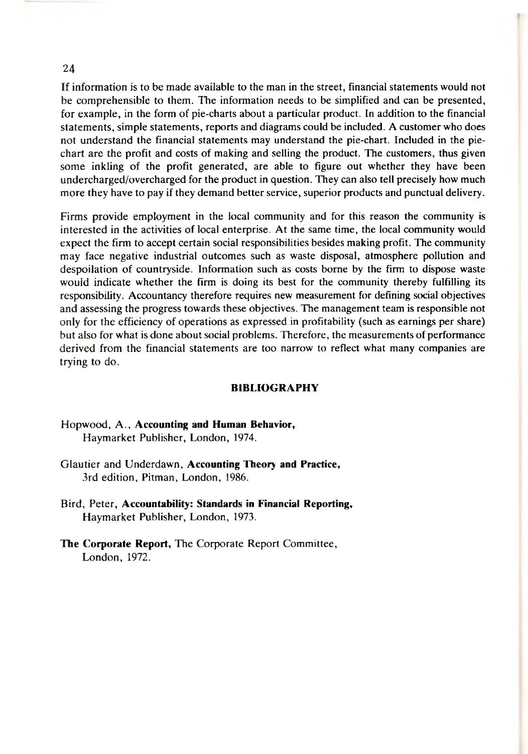If information is to be made available to the man in the street, financial statements would not be comprehensible to them. The information needs to be simplified and can be presented, for example, in the form of pie-charts about a particular product. In addition to the financial statements, simple statements, reports and diagrams could be included. A customer who does not understand the financial statements may understand the pie-chart. Included in the pie-chart are the profit and costs of making and selling the product. The customers, thus given some inkling of the profit generated, are able to figure out whether they have been undercharged/overcharged for the product in question. They can also tell precisely how much more they have to pay if they demand better service, superior products and punctual delivery.

Firms provide employment in the local community and for this reason the community is interested in the activities of local enterprise. At the same time, the local community would expect the firm to accept certain social responsibilities besides making profit. The community may face negative industrial outcomes such as waste disposal, atmosphere pollution and despoilation of countryside. Information such as costs borne by the firm to dispose waste would indicate whether the firm is doing its best for the community thereby fulfilling its responsibility. Accountancy therefore requires new measurement for defining social objectives and assessing the progress towards these objectives. The management team is responsible not only for the efficiency of operations as expressed in profitability (such as earnings per share) but also for what is done about social problems. Therefore, the measurements of performance derived from the financial statements are too narrow to reflect what many companies are trying to do.

## BIBLIOGRAPHY

Hopwood, A., **Accounting and Human Behavior,**
Haymarket Publisher, London, 1974.

Glautier and Underdawn, **Accounting Theory and Practice,**
3rd edition, Pitman, London, 1986.

Bird, Peter, **Accountability: Standards in Financial Reporting,**
Haymarket Publisher, London, 1973.

**The Corporate Report,** The Corporate Report Committee,
London, 1972.